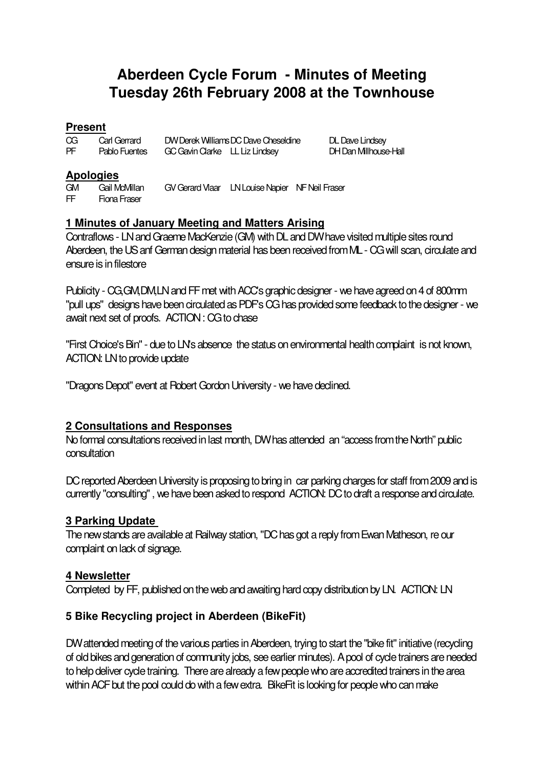# Aberdeen Cycle Forum - Minutes of Meeting
# Tuesday 26th February 2008 at the Townhouse

## Present

| | | | | |
|---|---|---|---|---|
| CG Carl Gerrard | DW Derek Williams | DC Dave Cheseldine | | DL Dave Lindsey |
| PF Pablo Fuentes | GC Gavin Clarke | LL Liz Lindsey | | DH Dan Millhouse-Hall |

## Apologies

| | | | |
|---|---|---|---|
| GM Gail McMillan | GV Gerard Vlaar | LN Louise Napier | NF Neil Fraser |
| FF Fiona Fraser | | | |

### 1 Minutes of January Meeting and Matters Arising

Contraflows - LN and Graeme MacKenzie (GM) with DL and DW have visited multiple sites round Aberdeen, the US anf German design material has been received from ML - CG will scan, circulate and ensure is in filestore

Publicity - CG,GM,DM,LN and FF met with ACC's graphic designer - we have agreed on 4 of 800mm "pull ups" designs have been circulated as PDF's CG has provided some feedback to the designer - we await next set of proofs. ACTION : CG to chase

"First Choice's Bin" - due to LN's absence the status on environmental health complaint is not known, ACTION: LN to provide update

"Dragons Depot" event at Robert Gordon University - we have declined.

### 2 Consultations and Responses

No formal consultations received in last month, DW has attended an "access from the North" public consultation

DC reported Aberdeen University is proposing to bring in car parking charges for staff from 2009 and is currently "consulting" , we have been asked to respond ACTION: DC to draft a response and circulate.

### 3 Parking Update

The new stands are available at Railway station, "DC has got a reply from Ewan Matheson, re our complaint on lack of signage.

### 4 Newsletter

Completed by FF, published on the web and awaiting hard copy distribution by LN. ACTION: LN

### 5 Bike Recycling project in Aberdeen (BikeFit)

DW attended meeting of the various parties in Aberdeen, trying to start the "bike fit" initiative (recycling of old bikes and generation of community jobs, see earlier minutes). A pool of cycle trainers are needed to help deliver cycle training. There are already a few people who are accredited trainers in the area within ACF but the pool could do with a few extra. BikeFit is looking for people who can make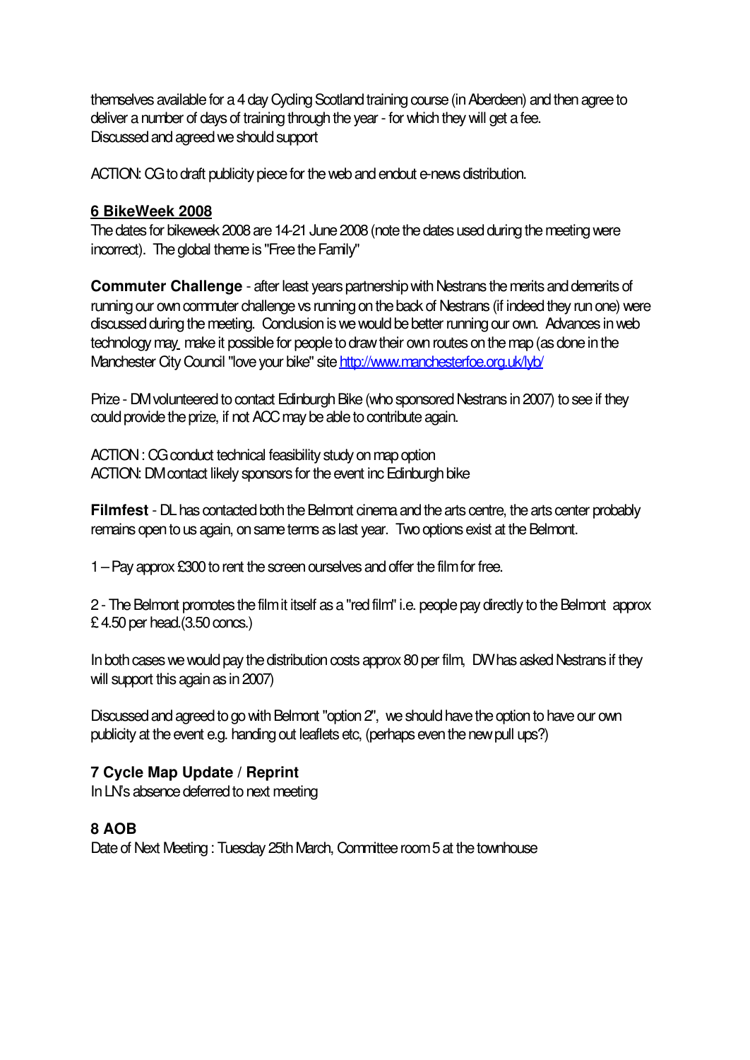themselves available for a 4 day Cycling Scotland training course (in Aberdeen) and then agree to deliver a number of days of training through the year - for which they will get a fee.
Discussed and agreed we should support

ACTION: CG to draft publicity piece for the web and endout e-news distribution.

## 6 BikeWeek 2008

The dates for bikeweek 2008 are 14-21 June 2008 (note the dates used during the meeting were incorrect). The global theme is "Free the Family"

**Commuter Challenge** - after least years partnership with Nestrans the merits and demerits of running our own commuter challenge vs running on the back of Nestrans (if indeed they run one) were discussed during the meeting. Conclusion is we would be better running our own. Advances in web technology may make it possible for people to draw their own routes on the map (as done in the Manchester City Council "love your bike" site http://www.manchesterfoe.org.uk/lyb/

Prize - DM volunteered to contact Edinburgh Bike (who sponsored Nestrans in 2007) to see if they could provide the prize, if not ACC may be able to contribute again.

ACTION : CG conduct technical feasibility study on map option
ACTION: DM contact likely sponsors for the event inc Edinburgh bike

**Filmfest** - DL has contacted both the Belmont cinema and the arts centre, the arts center probably remains open to us again, on same terms as last year. Two options exist at the Belmont.

1 – Pay approx £300 to rent the screen ourselves and offer the film for free.

2 - The Belmont promotes the film it itself as a "red film" i.e. people pay directly to the Belmont approx £ 4.50 per head.(3.50 concs.)

In both cases we would pay the distribution costs approx 80 per film, DW has asked Nestrans if they will support this again as in 2007)

Discussed and agreed to go with Belmont "option 2", we should have the option to have our own publicity at the event e.g. handing out leaflets etc, (perhaps even the new pull ups?)

## 7 Cycle Map Update / Reprint

In LN's absence deferred to next meeting

## 8 AOB

Date of Next Meeting : Tuesday 25th March, Committee room 5 at the townhouse